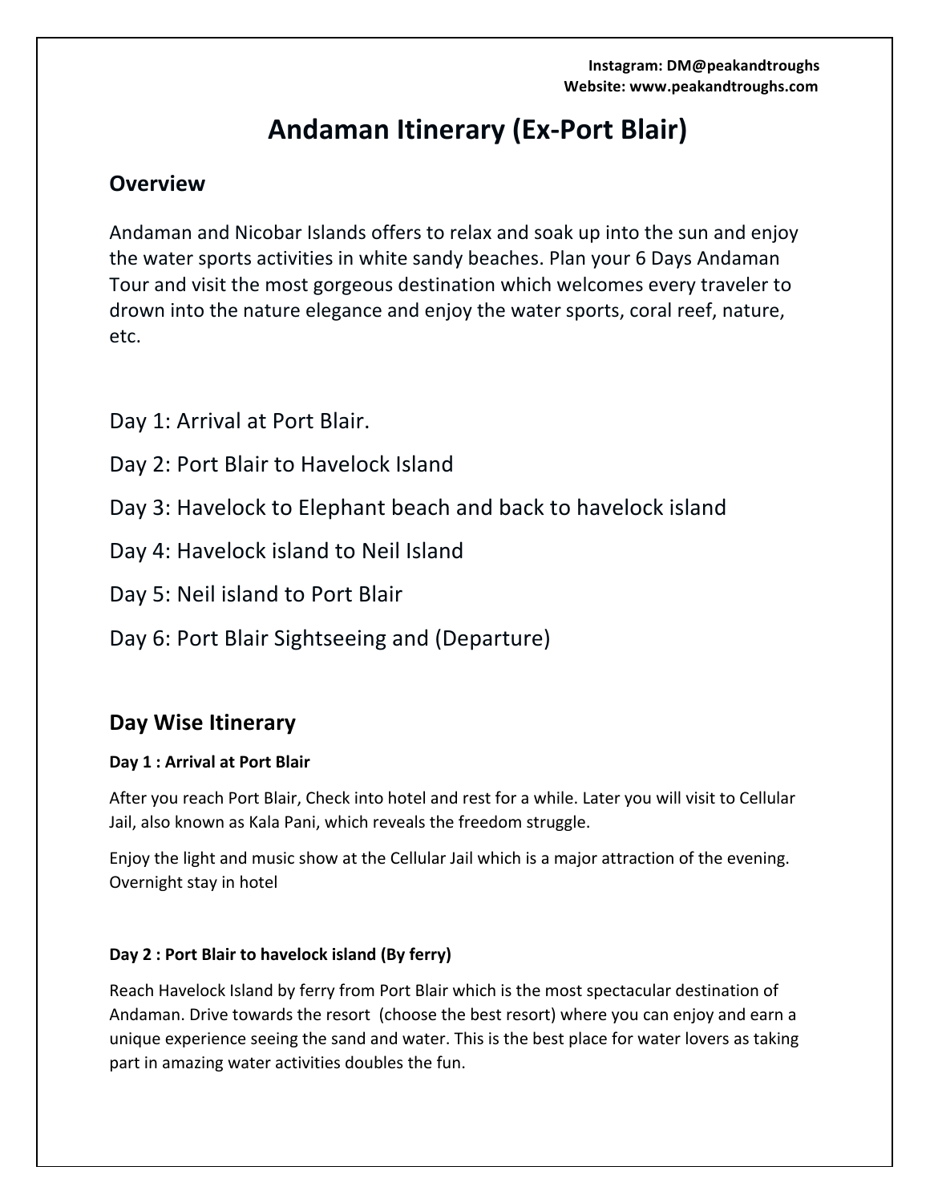Instagram: DM@peakandtroughs
Website: www.peakandtroughs.com

# Andaman Itinerary (Ex-Port Blair)

## Overview

Andaman and Nicobar Islands offers to relax and soak up into the sun and enjoy the water sports activities in white sandy beaches. Plan your 6 Days Andaman Tour and visit the most gorgeous destination which welcomes every traveler to drown into the nature elegance and enjoy the water sports, coral reef, nature, etc.

Day 1: Arrival at Port Blair.

Day 2: Port Blair to Havelock Island

Day 3: Havelock to Elephant beach and back to havelock island

Day 4: Havelock island to Neil Island

Day 5: Neil island to Port Blair

Day 6: Port Blair Sightseeing and (Departure)

## Day Wise Itinerary

#### Day 1 : Arrival at Port Blair

After you reach Port Blair, Check into hotel and rest for a while. Later you will visit to Cellular Jail, also known as Kala Pani, which reveals the freedom struggle.

Enjoy the light and music show at the Cellular Jail which is a major attraction of the evening. Overnight stay in hotel

#### Day 2 : Port Blair to havelock island (By ferry)

Reach Havelock Island by ferry from Port Blair which is the most spectacular destination of Andaman. Drive towards the resort (choose the best resort) where you can enjoy and earn a unique experience seeing the sand and water. This is the best place for water lovers as taking part in amazing water activities doubles the fun.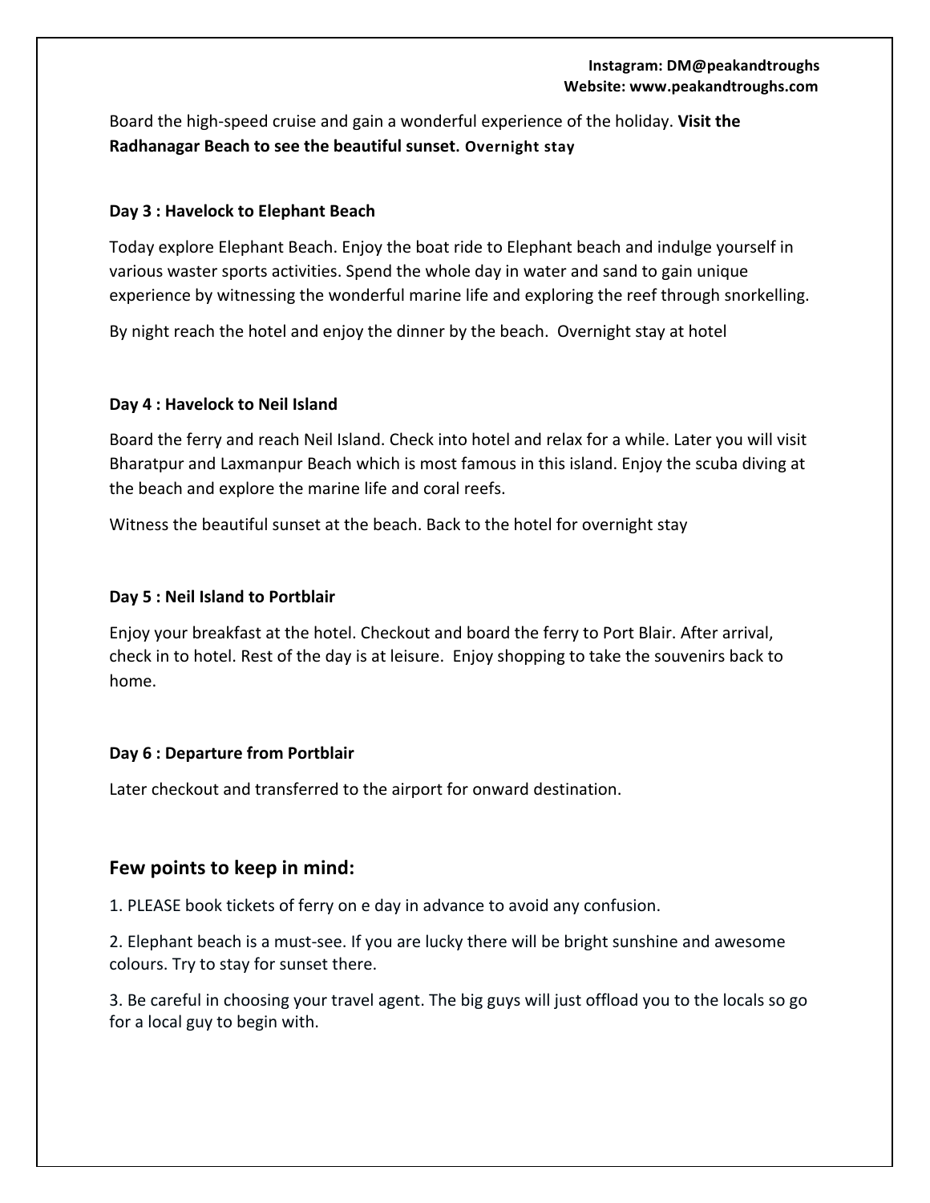Board the high-speed cruise and gain a wonderful experience of the holiday. **Visit the Radhanagar Beach to see the beautiful sunset. Overnight stay**

**Day 3 : Havelock to Elephant Beach**

Today explore Elephant Beach. Enjoy the boat ride to Elephant beach and indulge yourself in various waster sports activities. Spend the whole day in water and sand to gain unique experience by witnessing the wonderful marine life and exploring the reef through snorkelling.

By night reach the hotel and enjoy the dinner by the beach. Overnight stay at hotel

**Day 4 : Havelock to Neil Island**

Board the ferry and reach Neil Island. Check into hotel and relax for a while. Later you will visit Bharatpur and Laxmanpur Beach which is most famous in this island. Enjoy the scuba diving at the beach and explore the marine life and coral reefs.

Witness the beautiful sunset at the beach. Back to the hotel for overnight stay

**Day 5 : Neil Island to Portblair**

Enjoy your breakfast at the hotel. Checkout and board the ferry to Port Blair. After arrival, check in to hotel. Rest of the day is at leisure. Enjoy shopping to take the souvenirs back to home.

**Day 6 : Departure from Portblair**

Later checkout and transferred to the airport for onward destination.

## Few points to keep in mind:

1. PLEASE book tickets of ferry on e day in advance to avoid any confusion.

2. Elephant beach is a must-see. If you are lucky there will be bright sunshine and awesome colours. Try to stay for sunset there.

3. Be careful in choosing your travel agent. The big guys will just offload you to the locals so go for a local guy to begin with.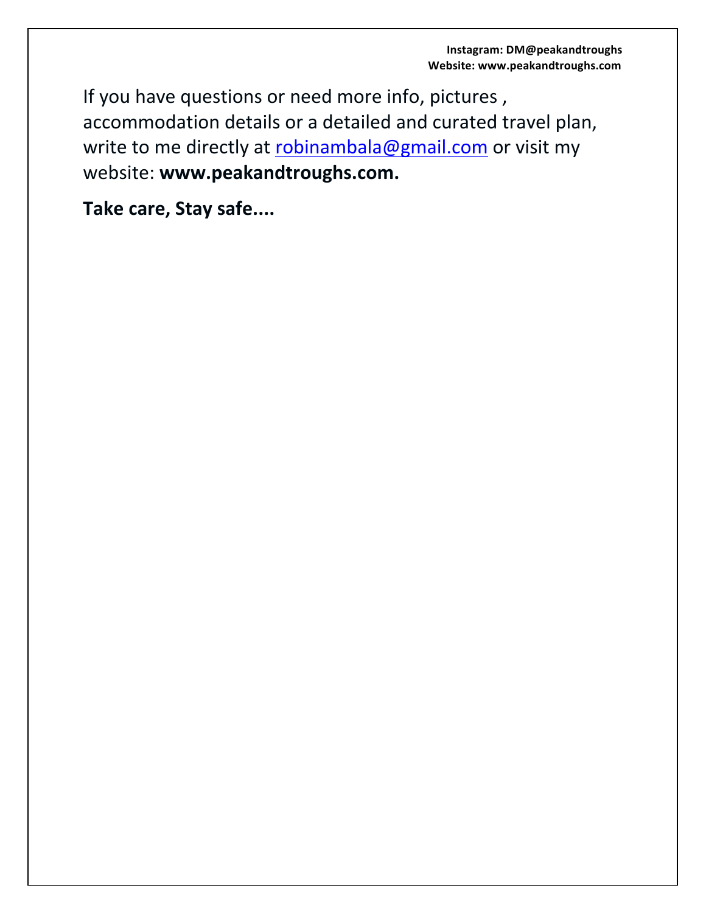If you have questions or need more info, pictures , accommodation details or a detailed and curated travel plan, write to me directly at robinambala@gmail.com or visit my website: **www.peakandtroughs.com.**

**Take care, Stay safe....**